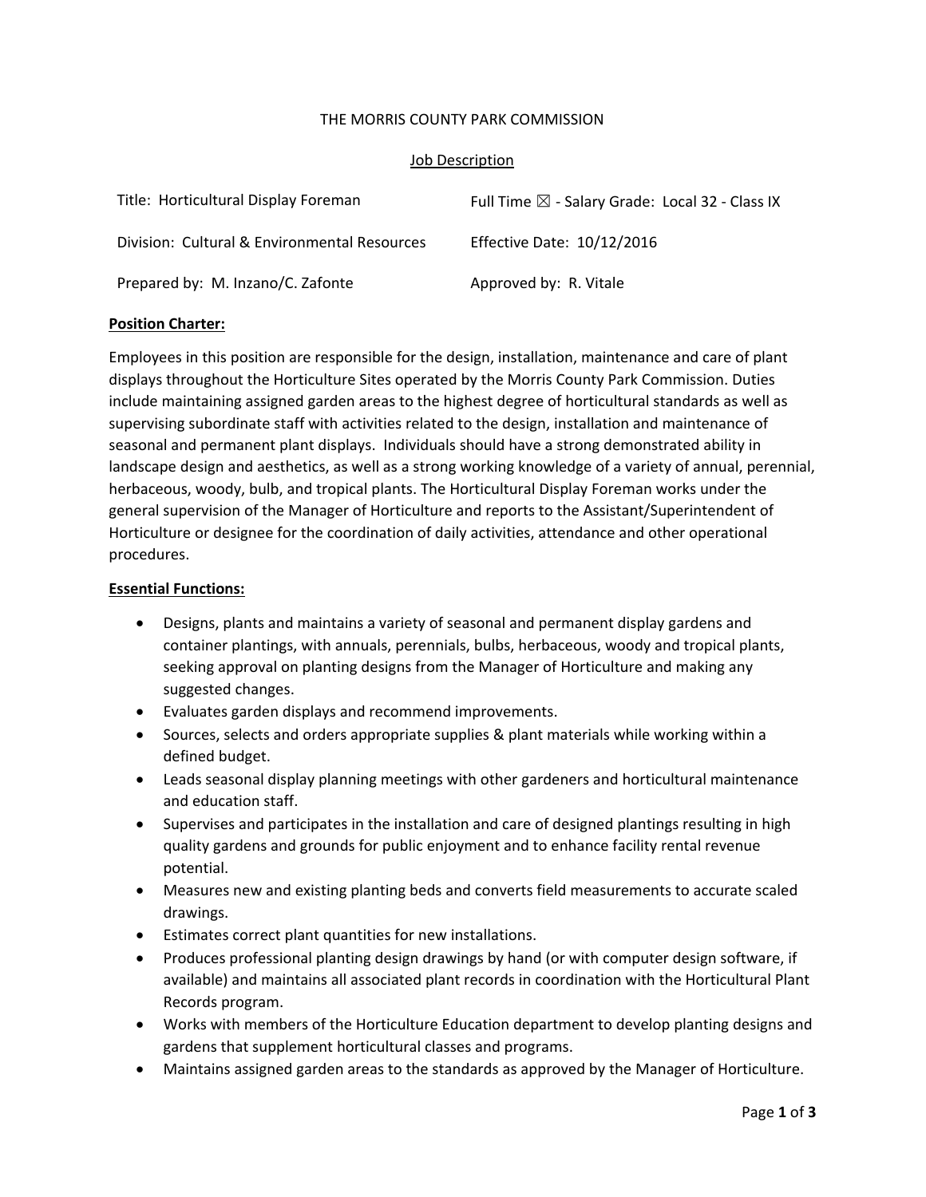# THE MORRIS COUNTY PARK COMMISSION

## Job Description

| | |
|---|---|
| Title: Horticultural Display Foreman | Full Time ☒ - Salary Grade: Local 32 - Class IX |
| Division: Cultural & Environmental Resources | Effective Date: 10/12/2016 |
| Prepared by: M. Inzano/C. Zafonte | Approved by: R. Vitale |

**Position Charter:**

Employees in this position are responsible for the design, installation, maintenance and care of plant displays throughout the Horticulture Sites operated by the Morris County Park Commission. Duties include maintaining assigned garden areas to the highest degree of horticultural standards as well as supervising subordinate staff with activities related to the design, installation and maintenance of seasonal and permanent plant displays. Individuals should have a strong demonstrated ability in landscape design and aesthetics, as well as a strong working knowledge of a variety of annual, perennial, herbaceous, woody, bulb, and tropical plants. The Horticultural Display Foreman works under the general supervision of the Manager of Horticulture and reports to the Assistant/Superintendent of Horticulture or designee for the coordination of daily activities, attendance and other operational procedures.

**Essential Functions:**

- Designs, plants and maintains a variety of seasonal and permanent display gardens and container plantings, with annuals, perennials, bulbs, herbaceous, woody and tropical plants, seeking approval on planting designs from the Manager of Horticulture and making any suggested changes.
- Evaluates garden displays and recommend improvements.
- Sources, selects and orders appropriate supplies & plant materials while working within a defined budget.
- Leads seasonal display planning meetings with other gardeners and horticultural maintenance and education staff.
- Supervises and participates in the installation and care of designed plantings resulting in high quality gardens and grounds for public enjoyment and to enhance facility rental revenue potential.
- Measures new and existing planting beds and converts field measurements to accurate scaled drawings.
- Estimates correct plant quantities for new installations.
- Produces professional planting design drawings by hand (or with computer design software, if available) and maintains all associated plant records in coordination with the Horticultural Plant Records program.
- Works with members of the Horticulture Education department to develop planting designs and gardens that supplement horticultural classes and programs.
- Maintains assigned garden areas to the standards as approved by the Manager of Horticulture.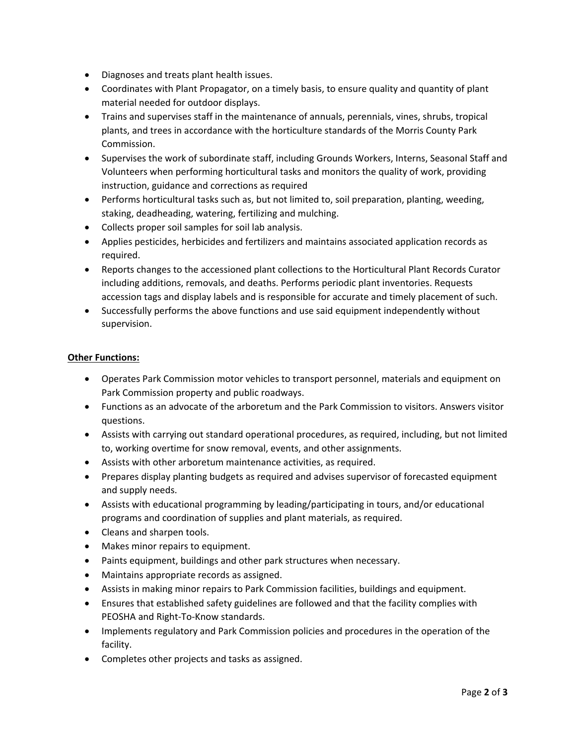- Diagnoses and treats plant health issues.
- Coordinates with Plant Propagator, on a timely basis, to ensure quality and quantity of plant material needed for outdoor displays.
- Trains and supervises staff in the maintenance of annuals, perennials, vines, shrubs, tropical plants, and trees in accordance with the horticulture standards of the Morris County Park Commission.
- Supervises the work of subordinate staff, including Grounds Workers, Interns, Seasonal Staff and Volunteers when performing horticultural tasks and monitors the quality of work, providing instruction, guidance and corrections as required
- Performs horticultural tasks such as, but not limited to, soil preparation, planting, weeding, staking, deadheading, watering, fertilizing and mulching.
- Collects proper soil samples for soil lab analysis.
- Applies pesticides, herbicides and fertilizers and maintains associated application records as required.
- Reports changes to the accessioned plant collections to the Horticultural Plant Records Curator including additions, removals, and deaths. Performs periodic plant inventories. Requests accession tags and display labels and is responsible for accurate and timely placement of such.
- Successfully performs the above functions and use said equipment independently without supervision.

**Other Functions:**

- Operates Park Commission motor vehicles to transport personnel, materials and equipment on Park Commission property and public roadways.
- Functions as an advocate of the arboretum and the Park Commission to visitors. Answers visitor questions.
- Assists with carrying out standard operational procedures, as required, including, but not limited to, working overtime for snow removal, events, and other assignments.
- Assists with other arboretum maintenance activities, as required.
- Prepares display planting budgets as required and advises supervisor of forecasted equipment and supply needs.
- Assists with educational programming by leading/participating in tours, and/or educational programs and coordination of supplies and plant materials, as required.
- Cleans and sharpen tools.
- Makes minor repairs to equipment.
- Paints equipment, buildings and other park structures when necessary.
- Maintains appropriate records as assigned.
- Assists in making minor repairs to Park Commission facilities, buildings and equipment.
- Ensures that established safety guidelines are followed and that the facility complies with PEOSHA and Right-To-Know standards.
- Implements regulatory and Park Commission policies and procedures in the operation of the facility.
- Completes other projects and tasks as assigned.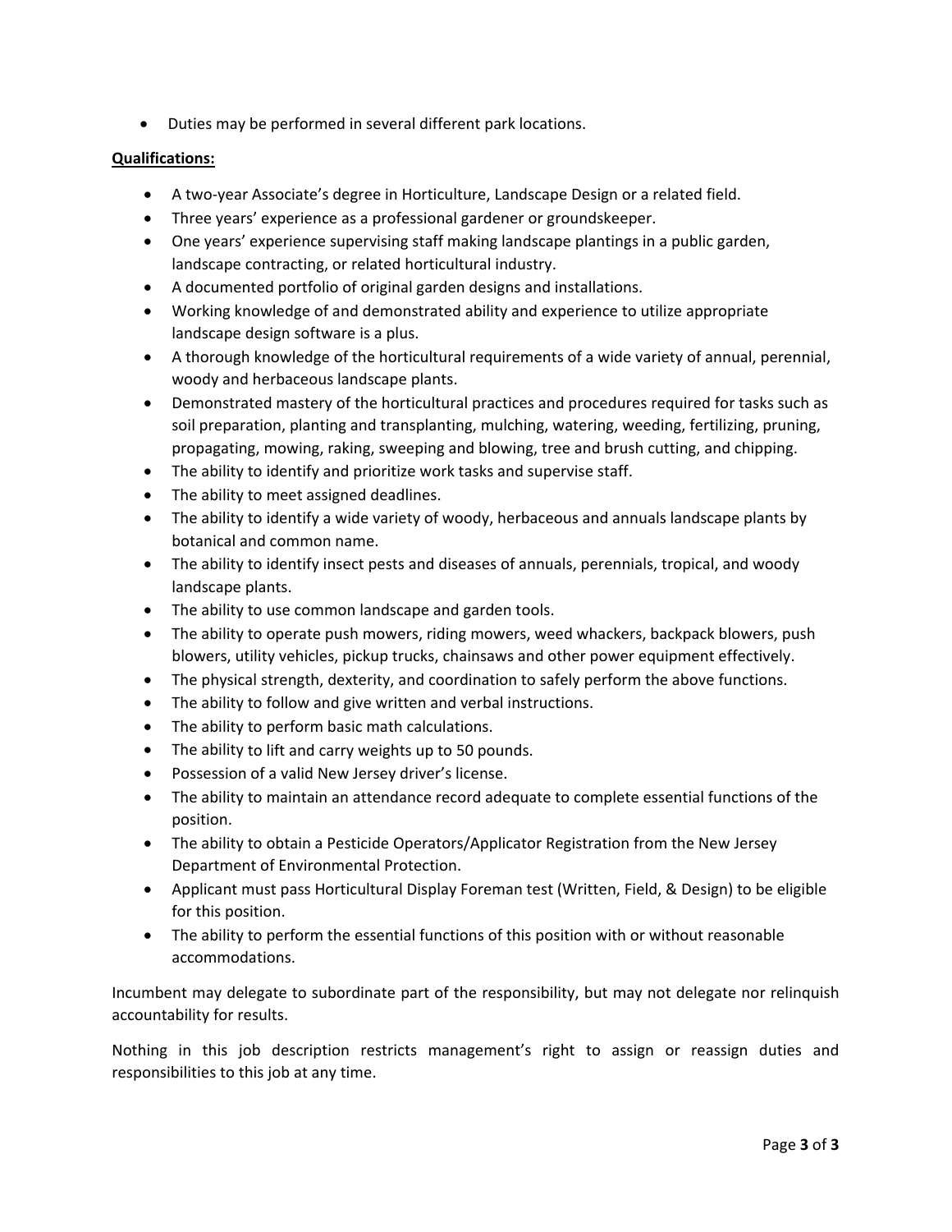- Duties may be performed in several different park locations.

**Qualifications:**

- A two-year Associate's degree in Horticulture, Landscape Design or a related field.
- Three years' experience as a professional gardener or groundskeeper.
- One years' experience supervising staff making landscape plantings in a public garden, landscape contracting, or related horticultural industry.
- A documented portfolio of original garden designs and installations.
- Working knowledge of and demonstrated ability and experience to utilize appropriate landscape design software is a plus.
- A thorough knowledge of the horticultural requirements of a wide variety of annual, perennial, woody and herbaceous landscape plants.
- Demonstrated mastery of the horticultural practices and procedures required for tasks such as soil preparation, planting and transplanting, mulching, watering, weeding, fertilizing, pruning, propagating, mowing, raking, sweeping and blowing, tree and brush cutting, and chipping.
- The ability to identify and prioritize work tasks and supervise staff.
- The ability to meet assigned deadlines.
- The ability to identify a wide variety of woody, herbaceous and annuals landscape plants by botanical and common name.
- The ability to identify insect pests and diseases of annuals, perennials, tropical, and woody landscape plants.
- The ability to use common landscape and garden tools.
- The ability to operate push mowers, riding mowers, weed whackers, backpack blowers, push blowers, utility vehicles, pickup trucks, chainsaws and other power equipment effectively.
- The physical strength, dexterity, and coordination to safely perform the above functions.
- The ability to follow and give written and verbal instructions.
- The ability to perform basic math calculations.
- The ability to lift and carry weights up to 50 pounds.
- Possession of a valid New Jersey driver's license.
- The ability to maintain an attendance record adequate to complete essential functions of the position.
- The ability to obtain a Pesticide Operators/Applicator Registration from the New Jersey Department of Environmental Protection.
- Applicant must pass Horticultural Display Foreman test (Written, Field, & Design) to be eligible for this position.
- The ability to perform the essential functions of this position with or without reasonable accommodations.

Incumbent may delegate to subordinate part of the responsibility, but may not delegate nor relinquish accountability for results.

Nothing in this job description restricts management's right to assign or reassign duties and responsibilities to this job at any time.